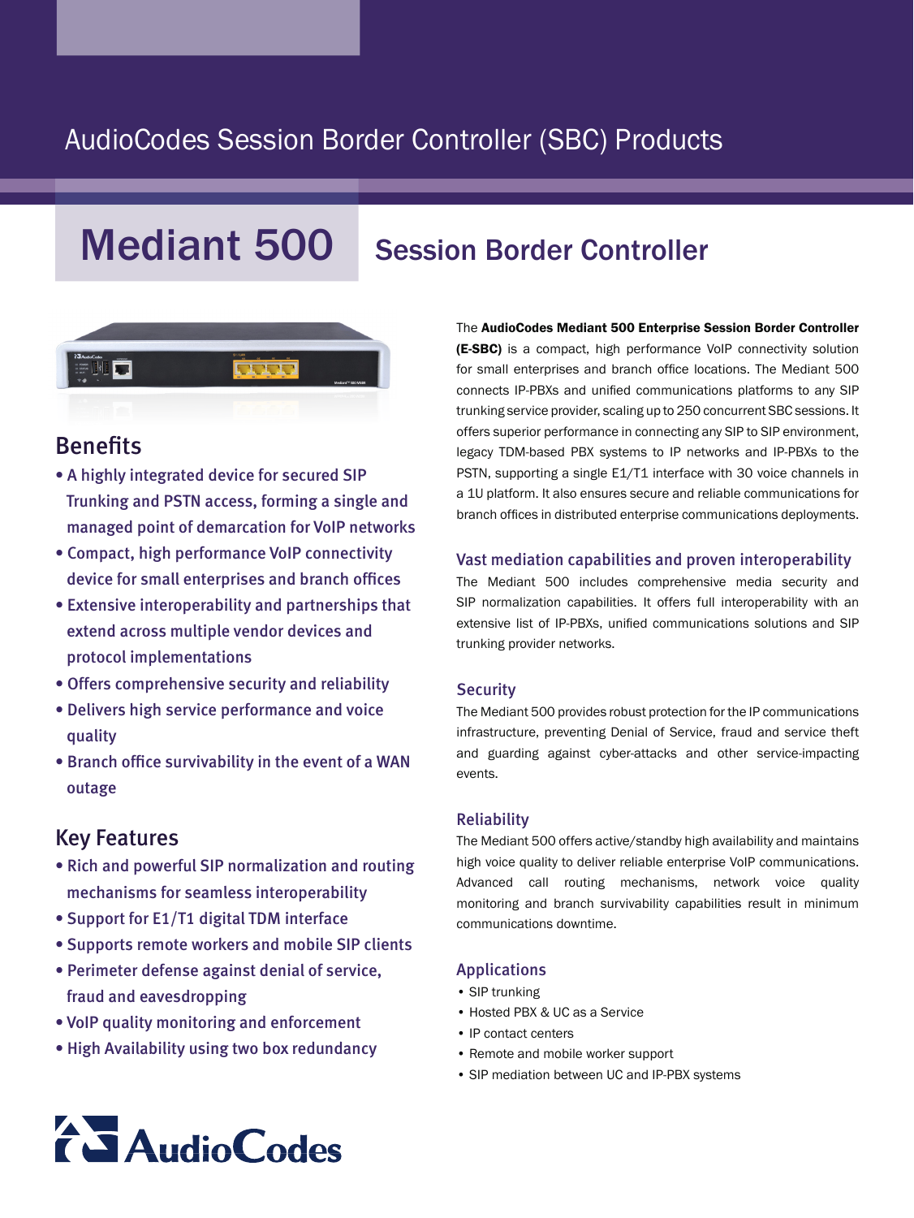AudioCodes Session Border Controller (SBC) Products

# Mediant 500 Session Border Controller

## Benefits

- A highly integrated device for secured SIP Trunking and PSTN access, forming a single and managed point of demarcation for VoIP networks
- Compact, high performance VoIP connectivity device for small enterprises and branch offices
- Extensive interoperability and partnerships that extend across multiple vendor devices and protocol implementations
- Offers comprehensive security and reliability
- Delivers high service performance and voice quality
- Branch office survivability in the event of a WAN outage

## Key Features

- Rich and powerful SIP normalization and routing mechanisms for seamless interoperability
- Support for E1/T1 digital TDM interface
- Supports remote workers and mobile SIP clients
- Perimeter defense against denial of service, fraud and eavesdropping
- VoIP quality monitoring and enforcement
- High Availability using two box redundancy

The **AudioCodes Mediant 500 Enterprise Session Border Controller (E-SBC)** is a compact, high performance VoIP connectivity solution for small enterprises and branch office locations. The Mediant 500 connects IP-PBXs and unified communications platforms to any SIP trunking service provider, scaling up to 250 concurrent SBC sessions. It offers superior performance in connecting any SIP to SIP environment, legacy TDM-based PBX systems to IP networks and IP-PBXs to the PSTN, supporting a single E1/T1 interface with 30 voice channels in a 1U platform. It also ensures secure and reliable communications for branch offices in distributed enterprise communications deployments.

### Vast mediation capabilities and proven interoperability

The Mediant 500 includes comprehensive media security and SIP normalization capabilities. It offers full interoperability with an extensive list of IP-PBXs, unified communications solutions and SIP trunking provider networks.

### Security

The Mediant 500 provides robust protection for the IP communications infrastructure, preventing Denial of Service, fraud and service theft and guarding against cyber-attacks and other service-impacting events.

### Reliability

The Mediant 500 offers active/standby high availability and maintains high voice quality to deliver reliable enterprise VoIP communications. Advanced call routing mechanisms, network voice quality monitoring and branch survivability capabilities result in minimum communications downtime.

### Applications

- SIP trunking
- Hosted PBX & UC as a Service
- IP contact centers
- Remote and mobile worker support
- SIP mediation between UC and IP-PBX systems

AudioCodes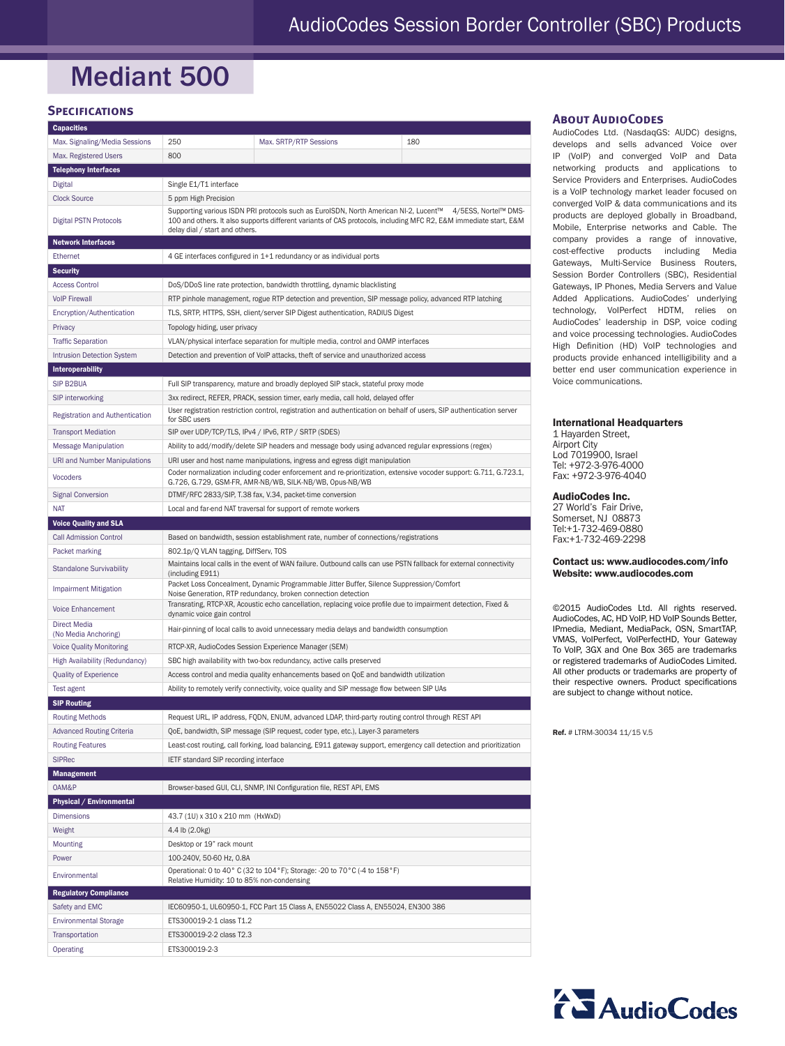# Mediant 500

## Specifications

| | | | |
|---|---|---|---|
| **Capacities** | | | |
| Max. Signaling/Media Sessions | 250 | Max. SRTP/RTP Sessions | 180 |
| Max. Registered Users | 800 | | |
| **Telephony Interfaces** | | | |
| Digital | Single E1/T1 interface | | |
| Clock Source | 5 ppm High Precision | | |
| Digital PSTN Protocols | Supporting various ISDN PRI protocols such as EuroISDN, North American NI-2, Lucent™ 4/5ESS, Nortel™ DMS-100 and others. It also supports different variants of CAS protocols, including MFC R2, E&M immediate start, E&M delay dial / start and others. | | |
| **Network Interfaces** | | | |
| Ethernet | 4 GE interfaces configured in 1+1 redundancy or as individual ports | | |
| **Security** | | | |
| Access Control | DoS/DDoS line rate protection, bandwidth throttling, dynamic blacklisting | | |
| VoIP Firewall | RTP pinhole management, rogue RTP detection and prevention, SIP message policy, advanced RTP latching | | |
| Encryption/Authentication | TLS, SRTP, HTTPS, SSH, client/server SIP Digest authentication, RADIUS Digest | | |
| Privacy | Topology hiding, user privacy | | |
| Traffic Separation | VLAN/physical interface separation for multiple media, control and OAMP interfaces | | |
| Intrusion Detection System | Detection and prevention of VoIP attacks, theft of service and unauthorized access | | |
| **Interoperability** | | | |
| SIP B2BUA | Full SIP transparency, mature and broadly deployed SIP stack, stateful proxy mode | | |
| SIP interworking | 3xx redirect, REFER, PRACK, session timer, early media, call hold, delayed offer | | |
| Registration and Authentication | User registration restriction control, registration and authentication on behalf of users, SIP authentication server for SBC users | | |
| Transport Mediation | SIP over UDP/TCP/TLS, IPv4 / IPv6, RTP / SRTP (SDES) | | |
| Message Manipulation | Ability to add/modify/delete SIP headers and message body using advanced regular expressions (regex) | | |
| URI and Number Manipulations | URI user and host name manipulations, ingress and egress digit manipulation | | |
| Vocoders | Coder normalization including coder enforcement and re-prioritization, extensive vocoder support: G.711, G.723.1, G.726, G.729, GSM-FR, AMR-NB/WB, SILK-NB/WB, Opus-NB/WB | | |
| Signal Conversion | DTMF/RFC 2833/SIP, T.38 fax, V.34, packet-time conversion | | |
| NAT | Local and far-end NAT traversal for support of remote workers | | |
| **Voice Quality and SLA** | | | |
| Call Admission Control | Based on bandwidth, session establishment rate, number of connections/registrations | | |
| Packet marking | 802.1p/Q VLAN tagging, DiffServ, TOS | | |
| Standalone Survivability | Maintains local calls in the event of WAN failure. Outbound calls can use PSTN fallback for external connectivity (including E911) | | |
| Impairment Mitigation | Packet Loss Concealment, Dynamic Programmable Jitter Buffer, Silence Suppression/Comfort Noise Generation, RTP redundancy, broken connection detection | | |
| Voice Enhancement | Transrating, RTCP-XR, Acoustic echo cancellation, replacing voice profile due to impairment detection, Fixed & dynamic voice gain control | | |
| Direct Media (No Media Anchoring) | Hair-pinning of local calls to avoid unnecessary media delays and bandwidth consumption | | |
| Voice Quality Monitoring | RTCP-XR, AudioCodes Session Experience Manager (SEM) | | |
| High Availability (Redundancy) | SBC high availability with two-box redundancy, active calls preserved | | |
| Quality of Experience | Access control and media quality enhancements based on QoE and bandwidth utilization | | |
| Test agent | Ability to remotely verify connectivity, voice quality and SIP message flow between SIP UAs | | |
| **SIP Routing** | | | |
| Routing Methods | Request URL, IP address, FQDN, ENUM, advanced LDAP, third-party routing control through REST API | | |
| Advanced Routing Criteria | QoE, bandwidth, SIP message (SIP request, coder type, etc.), Layer-3 parameters | | |
| Routing Features | Least-cost routing, call forking, load balancing, E911 gateway support, emergency call detection and prioritization | | |
| SIPRec | IETF standard SIP recording interface | | |
| **Management** | | | |
| OAM&P | Browser-based GUI, CLI, SNMP, INI Configuration file, REST API, EMS | | |
| **Physical / Environmental** | | | |
| Dimensions | 43.7 (1U) x 310 x 210 mm (HxWxD) | | |
| Weight | 4.4 lb (2.0kg) | | |
| Mounting | Desktop or 19" rack mount | | |
| Power | 100-240V, 50-60 Hz, 0.8A | | |
| Environmental | Operational: 0 to 40° C (32 to 104°F); Storage: -20 to 70°C (-4 to 158°F) Relative Humidity: 10 to 85% non-condensing | | |
| **Regulatory Compliance** | | | |
| Safety and EMC | IEC60950-1, UL60950-1, FCC Part 15 Class A, EN55022 Class A, EN55024, EN300 386 | | |
| Environmental Storage | ETS300019-2-1 class T1.2 | | |
| Transportation | ETS300019-2-2 class T2.3 | | |
| Operating | ETS300019-2-3 | | |

## About AudioCodes

AudioCodes Ltd. (NasdaqGS: AUDC) designs, develops and sells advanced Voice over IP (VoIP) and converged VoIP and Data networking products and applications to Service Providers and Enterprises. AudioCodes is a VoIP technology market leader focused on converged VoIP & data communications and its products are deployed globally in Broadband, Mobile, Enterprise networks and Cable. The company provides a range of innovative, cost-effective products including Media Gateways, Multi-Service Business Routers, Session Border Controllers (SBC), Residential Gateways, IP Phones, Media Servers and Value Added Applications. AudioCodes' underlying technology, VoIPerfect HDTM, relies on AudioCodes' leadership in DSP, voice coding and voice processing technologies. AudioCodes High Definition (HD) VoIP technologies and products provide enhanced intelligibility and a better end user communication experience in Voice communications.

**International Headquarters**
1 Hayarden Street,
Airport City
Lod 7019900, Israel
Tel: +972-3-976-4000
Fax: +972-3-976-4040

**AudioCodes Inc.**
27 World's Fair Drive,
Somerset, NJ 08873
Tel:+1-732-469-0880
Fax:+1-732-469-2298

**Contact us: www.audiocodes.com/info**
**Website: www.audiocodes.com**

©2015 AudioCodes Ltd. All rights reserved. AudioCodes, AC, HD VoIP, HD VoIP Sounds Better, IPmedia, Mediant, MediaPack, OSN, SmartTAP, VMAS, VoIPerfect, VoIPerfectHD, Your Gateway To VoIP, 3GX and One Box 365 are trademarks or registered trademarks of AudioCodes Limited. All other products or trademarks are property of their respective owners. Product specifications are subject to change without notice.

**Ref.** # LTRM-30034 11/15 V.5

AudioCodes